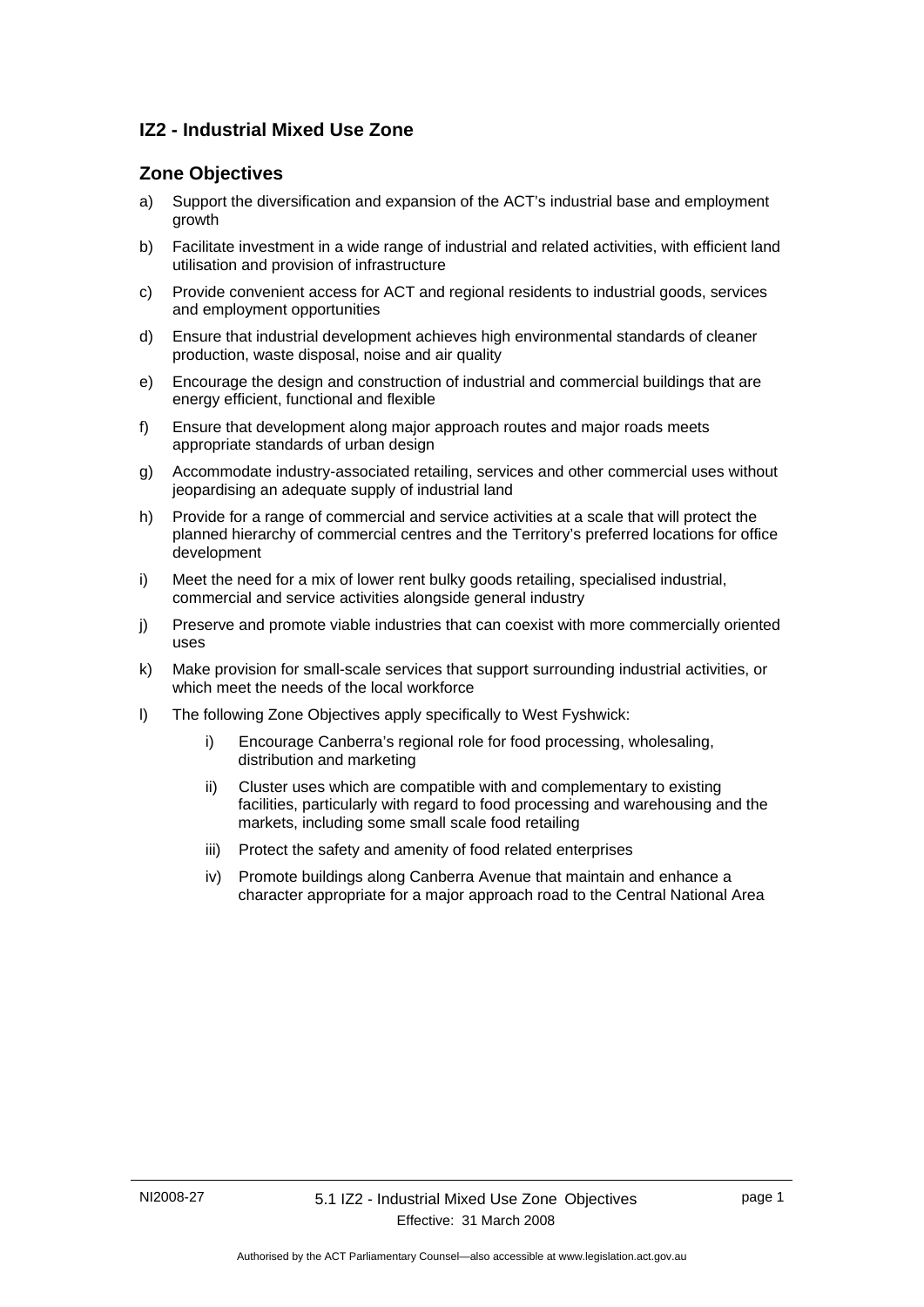## IZ2 - Industrial Mixed Use Zone

### Zone Objectives

a) Support the diversification and expansion of the ACT's industrial base and employment growth

b) Facilitate investment in a wide range of industrial and related activities, with efficient land utilisation and provision of infrastructure

c) Provide convenient access for ACT and regional residents to industrial goods, services and employment opportunities

d) Ensure that industrial development achieves high environmental standards of cleaner production, waste disposal, noise and air quality

e) Encourage the design and construction of industrial and commercial buildings that are energy efficient, functional and flexible

f) Ensure that development along major approach routes and major roads meets appropriate standards of urban design

g) Accommodate industry-associated retailing, services and other commercial uses without jeopardising an adequate supply of industrial land

h) Provide for a range of commercial and service activities at a scale that will protect the planned hierarchy of commercial centres and the Territory's preferred locations for office development

i) Meet the need for a mix of lower rent bulky goods retailing, specialised industrial, commercial and service activities alongside general industry

j) Preserve and promote viable industries that can coexist with more commercially oriented uses

k) Make provision for small-scale services that support surrounding industrial activities, or which meet the needs of the local workforce

l) The following Zone Objectives apply specifically to West Fyshwick:

    i) Encourage Canberra's regional role for food processing, wholesaling, distribution and marketing

    ii) Cluster uses which are compatible with and complementary to existing facilities, particularly with regard to food processing and warehousing and the markets, including some small scale food retailing

    iii) Protect the safety and amenity of food related enterprises

    iv) Promote buildings along Canberra Avenue that maintain and enhance a character appropriate for a major approach road to the Central National Area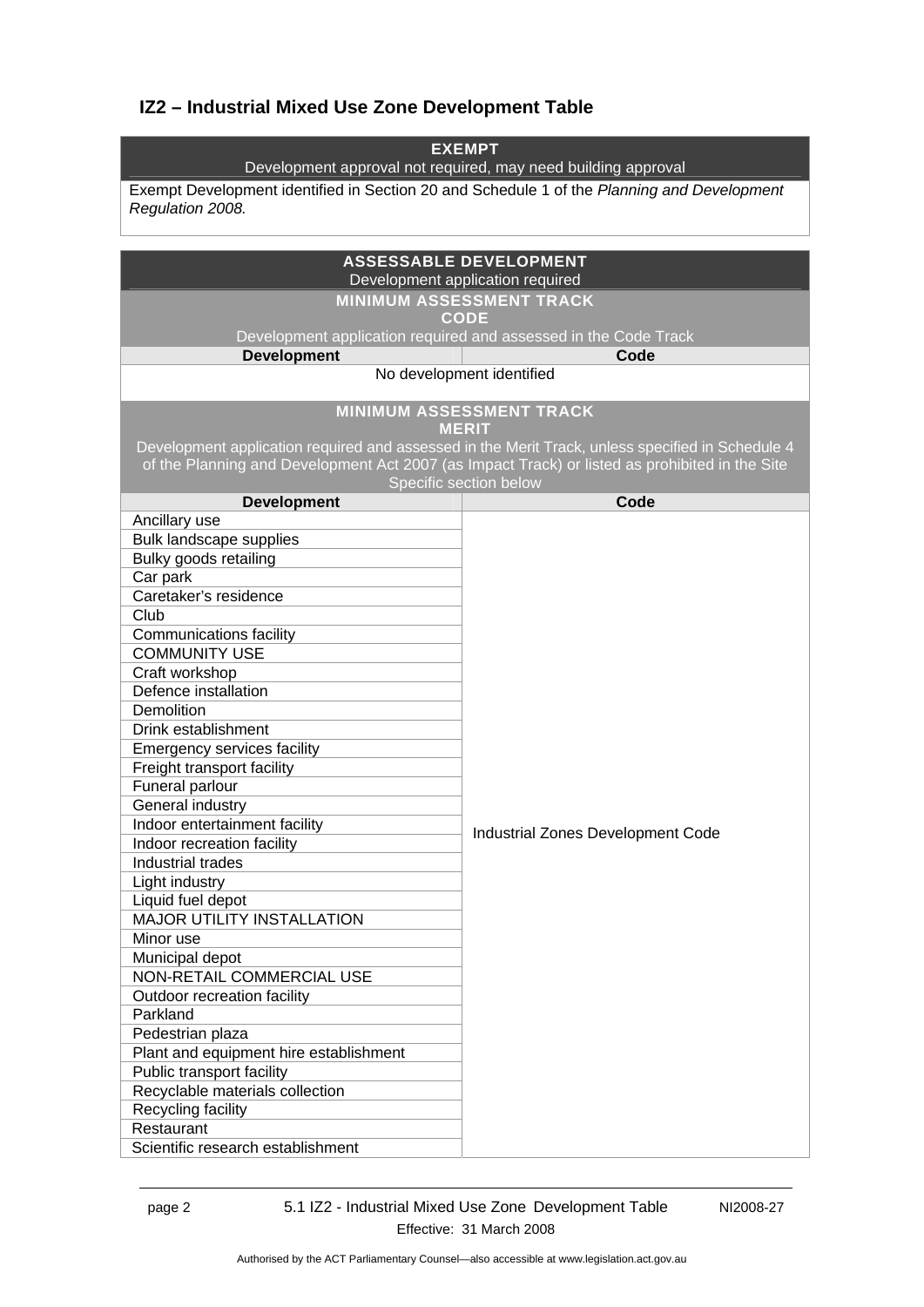## IZ2 – Industrial Mixed Use Zone Development Table

| EXEMPT<br>Development approval not required, may need building approval |
|---|
| Exempt Development identified in Section 20 and Schedule 1 of the *Planning and Development Regulation 2008.* |

| ASSESSABLE DEVELOPMENT<br>Development application required | |
|---|---|
| **MINIMUM ASSESSMENT TRACK<br>CODE**<br>Development application required and assessed in the Code Track | |
| **Development** | **Code** |
| No development identified | |
| **MINIMUM ASSESSMENT TRACK<br>MERIT**<br>Development application required and assessed in the Merit Track, unless specified in Schedule 4 of the Planning and Development Act 2007 (as Impact Track) or listed as prohibited in the Site Specific section below | |
| **Development** | **Code** |
| Ancillary use | Industrial Zones Development Code |
| Bulk landscape supplies | |
| Bulky goods retailing | |
| Car park | |
| Caretaker's residence | |
| Club | |
| Communications facility | |
| COMMUNITY USE | |
| Craft workshop | |
| Defence installation | |
| Demolition | |
| Drink establishment | |
| Emergency services facility | |
| Freight transport facility | |
| Funeral parlour | |
| General industry | |
| Indoor entertainment facility | |
| Indoor recreation facility | |
| Industrial trades | |
| Light industry | |
| Liquid fuel depot | |
| MAJOR UTILITY INSTALLATION | |
| Minor use | |
| Municipal depot | |
| NON-RETAIL COMMERCIAL USE | |
| Outdoor recreation facility | |
| Parkland | |
| Pedestrian plaza | |
| Plant and equipment hire establishment | |
| Public transport facility | |
| Recyclable materials collection | |
| Recycling facility | |
| Restaurant | |
| Scientific research establishment | |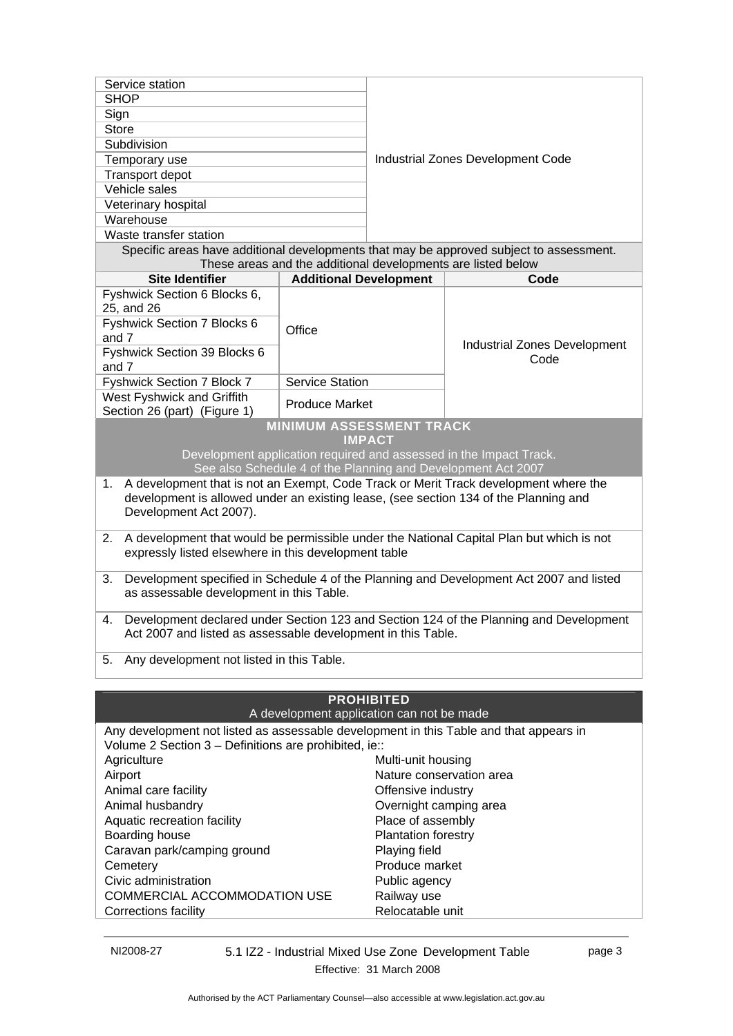| | |
|---|---|
| Service station | Industrial Zones Development Code |
| SHOP | |
| Sign | |
| Store | |
| Subdivision | |
| Temporary use | |
| Transport depot | |
| Vehicle sales | |
| Veterinary hospital | |
| Warehouse | |
| Waste transfer station | |

Specific areas have additional developments that may be approved subject to assessment. These areas and the additional developments are listed below

| Site Identifier | Additional Development | Code |
|---|---|---|
| Fyshwick Section 6 Blocks 6, 25, and 26 | Office | Industrial Zones Development Code |
| Fyshwick Section 7 Blocks 6 and 7 | | |
| Fyshwick Section 39 Blocks 6 and 7 | | |
| Fyshwick Section 7 Block 7 | Service Station | |
| West Fyshwick and Griffith Section 26 (part) (Figure 1) | Produce Market | |

**MINIMUM ASSESSMENT TRACK**
**IMPACT**

Development application required and assessed in the Impact Track.
See also Schedule 4 of the Planning and Development Act 2007

1. A development that is not an Exempt, Code Track or Merit Track development where the development is allowed under an existing lease, (see section 134 of the Planning and Development Act 2007).
2. A development that would be permissible under the National Capital Plan but which is not expressly listed elsewhere in this development table
3. Development specified in Schedule 4 of the Planning and Development Act 2007 and listed as assessable development in this Table.
4. Development declared under Section 123 and Section 124 of the Planning and Development Act 2007 and listed as assessable development in this Table.
5. Any development not listed in this Table.

**PROHIBITED**

A development application can not be made

Any development not listed as assessable development in this Table and that appears in Volume 2 Section 3 – Definitions are prohibited, ie::

| | |
|---|---|
| Agriculture | Multi-unit housing |
| Airport | Nature conservation area |
| Animal care facility | Offensive industry |
| Animal husbandry | Overnight camping area |
| Aquatic recreation facility | Place of assembly |
| Boarding house | Plantation forestry |
| Caravan park/camping ground | Playing field |
| Cemetery | Produce market |
| Civic administration | Public agency |
| COMMERCIAL ACCOMMODATION USE | Railway use |
| Corrections facility | Relocatable unit |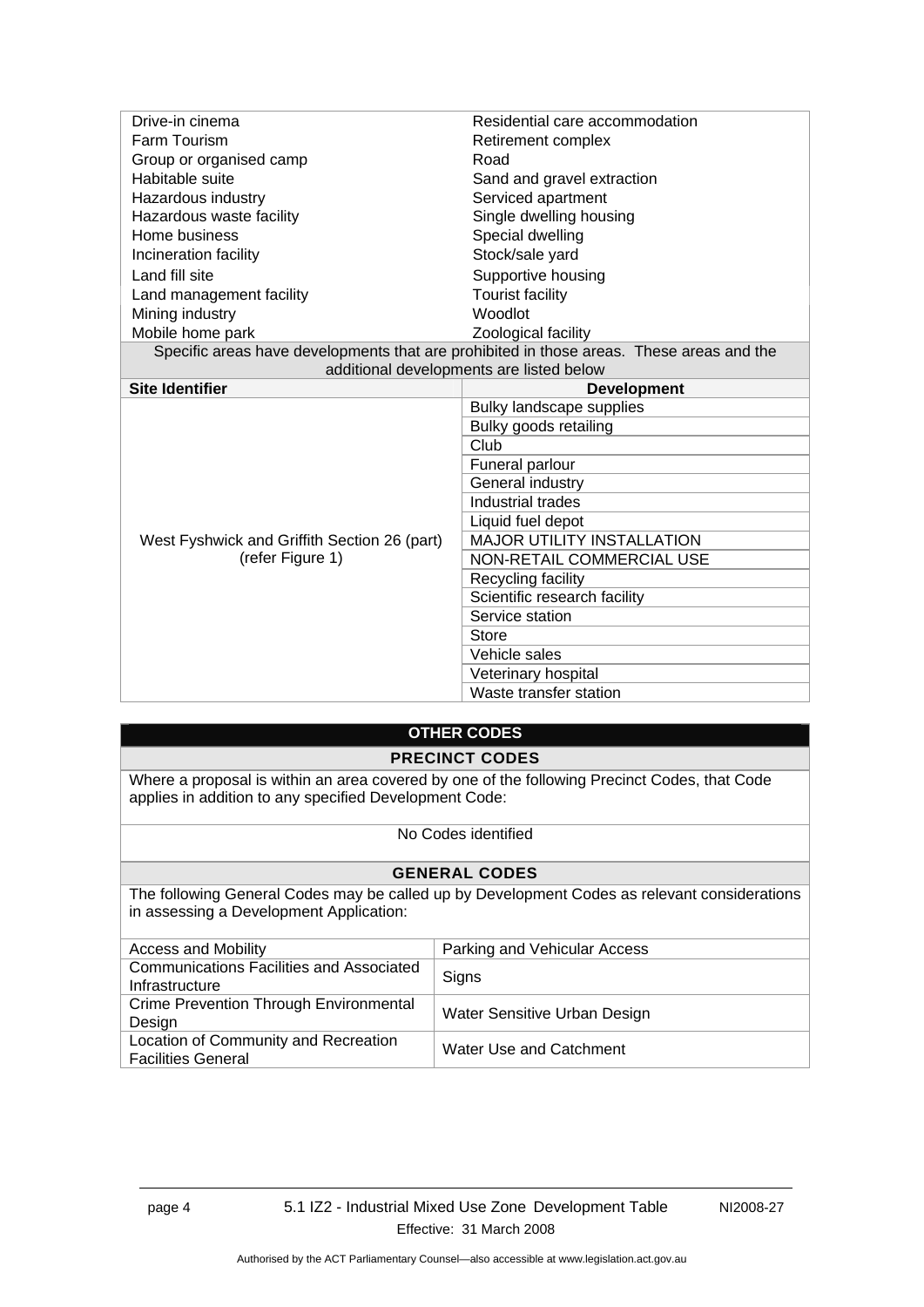| | |
|---|---|
| Drive-in cinema | Residential care accommodation |
| Farm Tourism | Retirement complex |
| Group or organised camp | Road |
| Habitable suite | Sand and gravel extraction |
| Hazardous industry | Serviced apartment |
| Hazardous waste facility | Single dwelling housing |
| Home business | Special dwelling |
| Incineration facility | Stock/sale yard |
| Land fill site | Supportive housing |
| Land management facility | Tourist facility |
| Mining industry | Woodlot |
| Mobile home park | Zoological facility |

Specific areas have developments that are prohibited in those areas. These areas and the additional developments are listed below

| Site Identifier | Development |
|---|---|
| West Fyshwick and Griffith Section 26 (part) (refer Figure 1) | Bulky landscape supplies |
| | Bulky goods retailing |
| | Club |
| | Funeral parlour |
| | General industry |
| | Industrial trades |
| | Liquid fuel depot |
| | MAJOR UTILITY INSTALLATION |
| | NON-RETAIL COMMERCIAL USE |
| | Recycling facility |
| | Scientific research facility |
| | Service station |
| | Store |
| | Vehicle sales |
| | Veterinary hospital |
| | Waste transfer station |

## OTHER CODES

### PRECINCT CODES

Where a proposal is within an area covered by one of the following Precinct Codes, that Code applies in addition to any specified Development Code:

No Codes identified

### GENERAL CODES

The following General Codes may be called up by Development Codes as relevant considerations in assessing a Development Application:

| | |
|---|---|
| Access and Mobility | Parking and Vehicular Access |
| Communications Facilities and Associated Infrastructure | Signs |
| Crime Prevention Through Environmental Design | Water Sensitive Urban Design |
| Location of Community and Recreation Facilities General | Water Use and Catchment |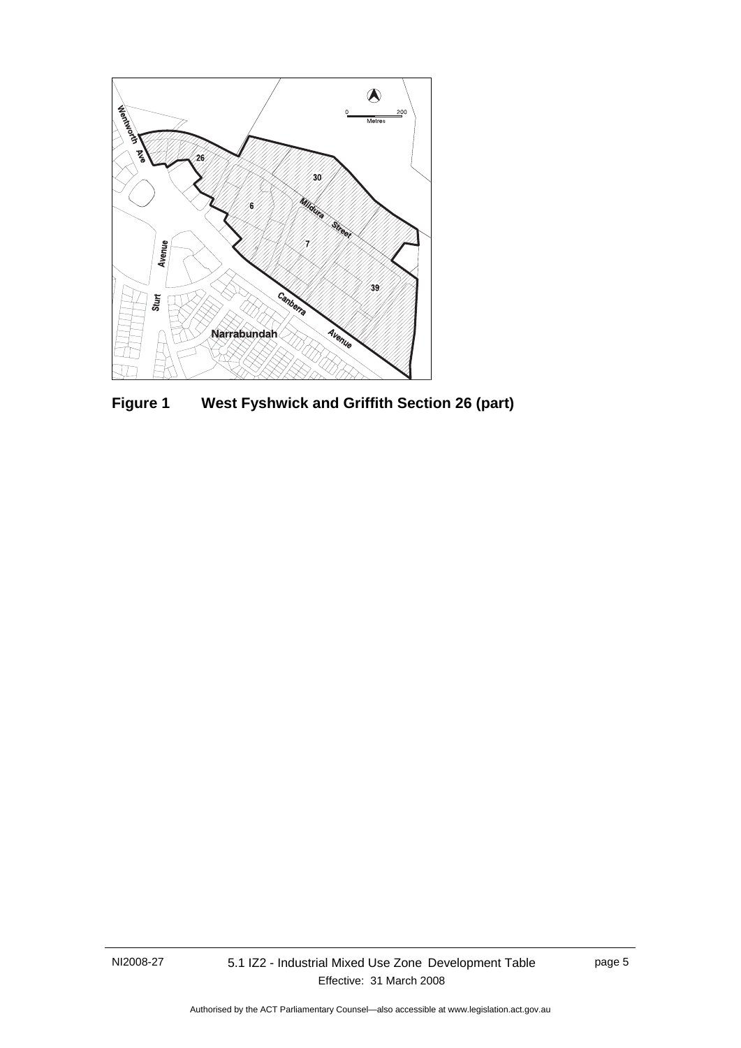Wentworth Ave

26

30

6

Mildura Street

7

Avenue

Sturt

39

Canberra Avenue

Narrabundah

0 200
Metres

**Figure 1 West Fyshwick and Griffith Section 26 (part)**